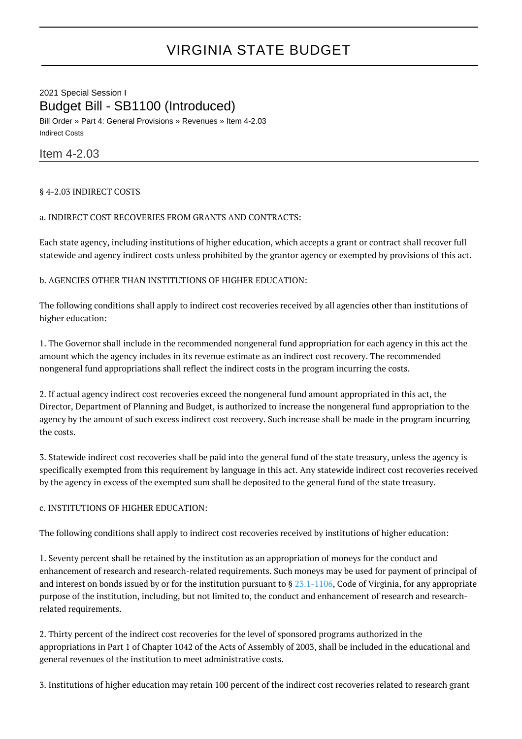# VIRGINIA STATE BUDGET

2021 Special Session I

## Budget Bill - SB1100 (Introduced)

Bill Order » Part 4: General Provisions » Revenues » Item 4-2.03

Indirect Costs

### Item 4-2.03

§ 4-2.03 INDIRECT COSTS

a. INDIRECT COST RECOVERIES FROM GRANTS AND CONTRACTS:

Each state agency, including institutions of higher education, which accepts a grant or contract shall recover full statewide and agency indirect costs unless prohibited by the grantor agency or exempted by provisions of this act.

b. AGENCIES OTHER THAN INSTITUTIONS OF HIGHER EDUCATION:

The following conditions shall apply to indirect cost recoveries received by all agencies other than institutions of higher education:

1. The Governor shall include in the recommended nongeneral fund appropriation for each agency in this act the amount which the agency includes in its revenue estimate as an indirect cost recovery. The recommended nongeneral fund appropriations shall reflect the indirect costs in the program incurring the costs.

2. If actual agency indirect cost recoveries exceed the nongeneral fund amount appropriated in this act, the Director, Department of Planning and Budget, is authorized to increase the nongeneral fund appropriation to the agency by the amount of such excess indirect cost recovery. Such increase shall be made in the program incurring the costs.

3. Statewide indirect cost recoveries shall be paid into the general fund of the state treasury, unless the agency is specifically exempted from this requirement by language in this act. Any statewide indirect cost recoveries received by the agency in excess of the exempted sum shall be deposited to the general fund of the state treasury.

c. INSTITUTIONS OF HIGHER EDUCATION:

The following conditions shall apply to indirect cost recoveries received by institutions of higher education:

1. Seventy percent shall be retained by the institution as an appropriation of moneys for the conduct and enhancement of research and research-related requirements. Such moneys may be used for payment of principal of and interest on bonds issued by or for the institution pursuant to § 23.1-1106, Code of Virginia, for any appropriate purpose of the institution, including, but not limited to, the conduct and enhancement of research and research-related requirements.

2. Thirty percent of the indirect cost recoveries for the level of sponsored programs authorized in the appropriations in Part 1 of Chapter 1042 of the Acts of Assembly of 2003, shall be included in the educational and general revenues of the institution to meet administrative costs.

3. Institutions of higher education may retain 100 percent of the indirect cost recoveries related to research grant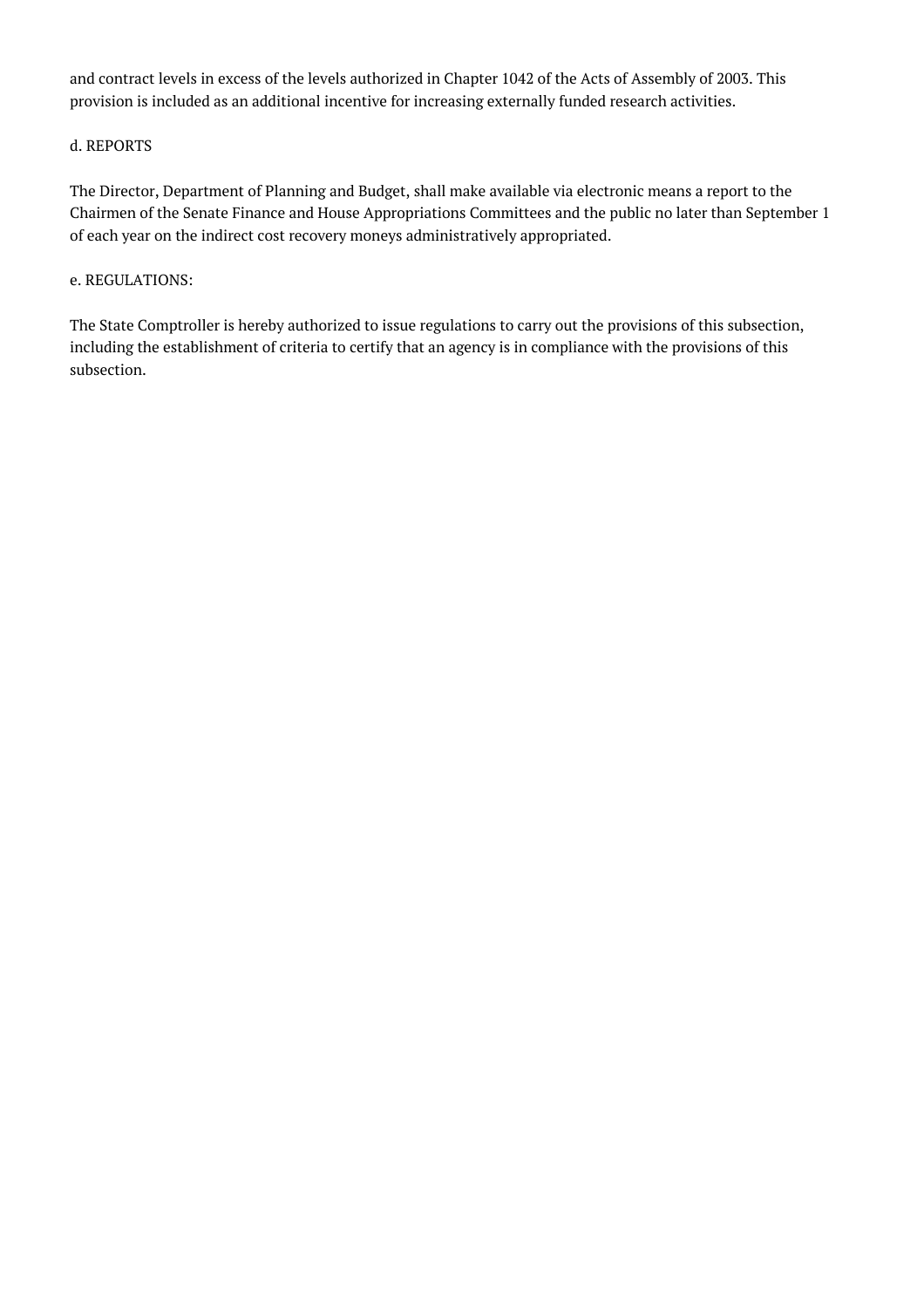and contract levels in excess of the levels authorized in Chapter 1042 of the Acts of Assembly of 2003. This provision is included as an additional incentive for increasing externally funded research activities.

d. REPORTS

The Director, Department of Planning and Budget, shall make available via electronic means a report to the Chairmen of the Senate Finance and House Appropriations Committees and the public no later than September 1 of each year on the indirect cost recovery moneys administratively appropriated.

e. REGULATIONS:

The State Comptroller is hereby authorized to issue regulations to carry out the provisions of this subsection, including the establishment of criteria to certify that an agency is in compliance with the provisions of this subsection.